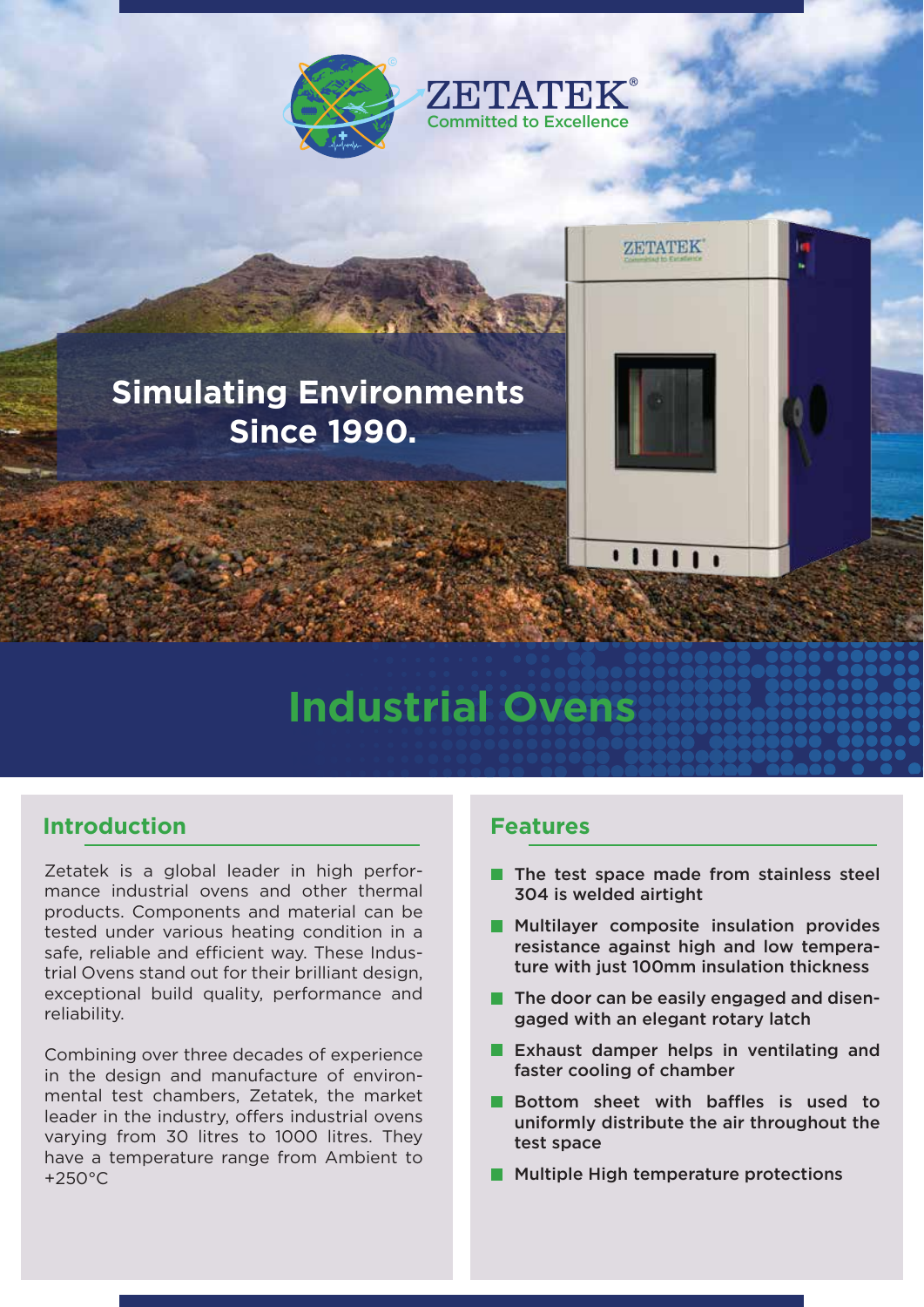ZETATEK®

Committed to Excellence

**Simulating Environments Since 1990.**

# Industrial Ovens

## Introduction

Zetatek is a global leader in high performance industrial ovens and other thermal products. Components and material can be tested under various heating condition in a safe, reliable and efficient way. These Industrial Ovens stand out for their brilliant design, exceptional build quality, performance and reliability.

Combining over three decades of experience in the design and manufacture of environmental test chambers, Zetatek, the market leader in the industry, offers industrial ovens varying from 30 litres to 1000 litres. They have a temperature range from Ambient to +250°C

## Features

- The test space made from stainless steel 304 is welded airtight
- Multilayer composite insulation provides resistance against high and low temperature with just 100mm insulation thickness
- The door can be easily engaged and disengaged with an elegant rotary latch
- Exhaust damper helps in ventilating and faster cooling of chamber
- Bottom sheet with baffles is used to uniformly distribute the air throughout the test space
- Multiple High temperature protections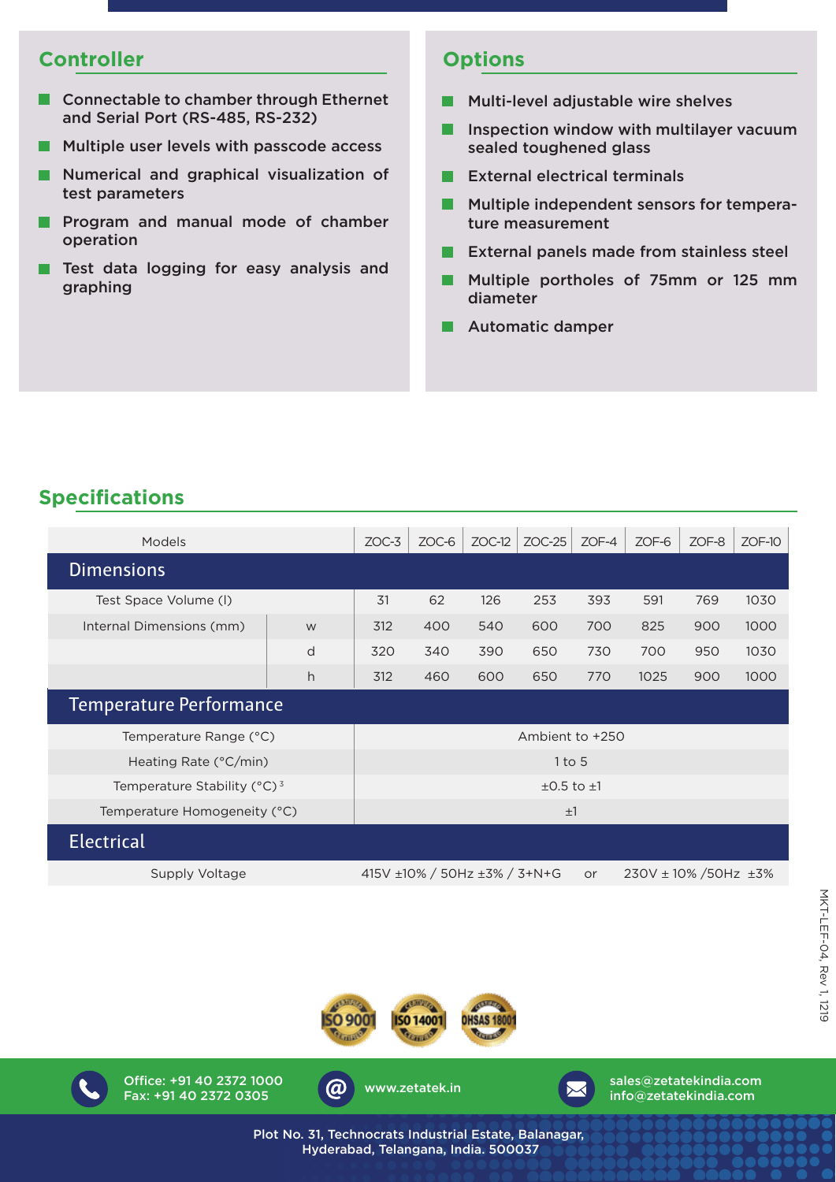## Controller

- Connectable to chamber through Ethernet and Serial Port (RS-485, RS-232)
- Multiple user levels with passcode access
- Numerical and graphical visualization of test parameters
- Program and manual mode of chamber operation
- Test data logging for easy analysis and graphing

## Options

- Multi-level adjustable wire shelves
- Inspection window with multilayer vacuum sealed toughened glass
- External electrical terminals
- Multiple independent sensors for temperature measurement
- External panels made from stainless steel
- Multiple portholes of 75mm or 125 mm diameter
- Automatic damper

## Specifications

| Models | | ZOC-3 | ZOC-6 | ZOC-12 | ZOC-25 | ZOF-4 | ZOF-6 | ZOF-8 | ZOF-10 |
|---|---|---|---|---|---|---|---|---|---|
| **Dimensions** | | | | | | | | | |
| Test Space Volume (l) | | 31 | 62 | 126 | 253 | 393 | 591 | 769 | 1030 |
| Internal Dimensions (mm) | w | 312 | 400 | 540 | 600 | 700 | 825 | 900 | 1000 |
| | d | 320 | 340 | 390 | 650 | 730 | 700 | 950 | 1030 |
| | h | 312 | 460 | 600 | 650 | 770 | 1025 | 900 | 1000 |
| **Temperature Performance** | | | | | | | | | |
| Temperature Range (°C) | | Ambient to +250 | | | | | | | |
| Heating Rate (°C/min) | | 1 to 5 | | | | | | | |
| Temperature Stability (°C)[3] | | ±0.5 to ±1 | | | | | | | |
| Temperature Homogeneity (°C) | | ±1 | | | | | | | |
| **Electrical** | | | | | | | | | |
| Supply Voltage | | 415V ±10% / 50Hz ±3% / 3+N+G or 230V ± 10% /50Hz ±3% | | | | | | | |

ISO 9001 ISO 14001 OHSAS 18001

Office: +91 40 2372 1000
Fax: +91 40 2372 0305

www.zetatek.in

sales@zetatekindia.com
info@zetatekindia.com

Plot No. 31, Technocrats Industrial Estate, Balanagar,
Hyderabad, Telangana, India. 500037

MKT-LEF-04, Rev 1, 1219